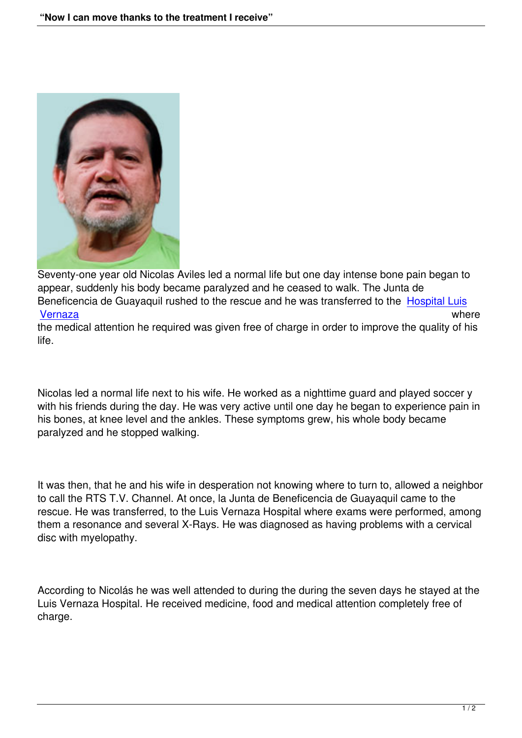Seventy-one year old Nicolas Aviles led a normal life but one day intense bone pain began to appear, suddenly his body became paralyzed and he ceased to walk. The Junta de Beneficencia de Guayaquil rushed to the rescue and he was transferred to the Hospital Luis Vernaza where the medical attention he required was given free of charge in order to improve the quality of his life.

Nicolas led a normal life next to his wife. He worked as a nighttime guard and played soccer y with his friends during the day. He was very active until one day he began to experience pain in his bones, at knee level and the ankles. These symptoms grew, his whole body became paralyzed and he stopped walking.

It was then, that he and his wife in desperation not knowing where to turn to, allowed a neighbor to call the RTS T.V. Channel. At once, la Junta de Beneficencia de Guayaquil came to the rescue. He was transferred, to the Luis Vernaza Hospital where exams were performed, among them a resonance and several X-Rays. He was diagnosed as having problems with a cervical disc with myelopathy.

According to Nicolás he was well attended to during the during the seven days he stayed at the Luis Vernaza Hospital. He received medicine, food and medical attention completely free of charge.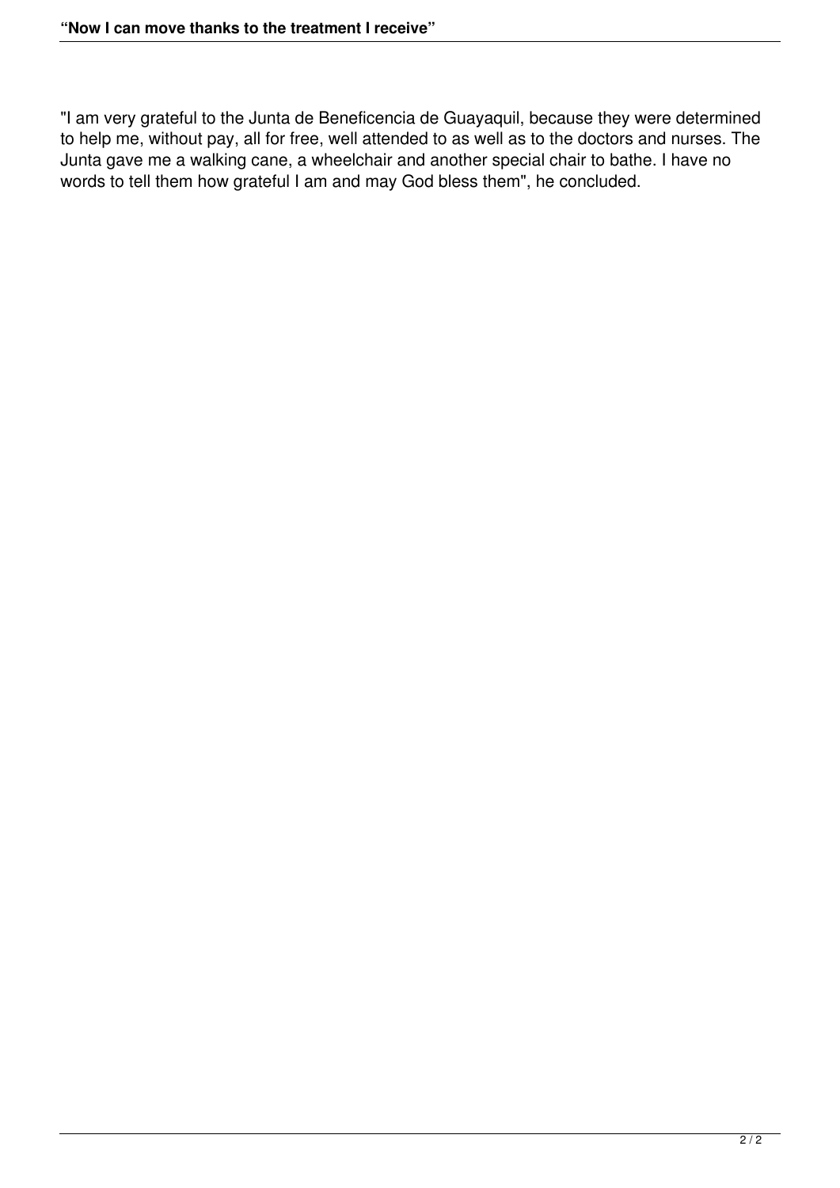"I am very grateful to the Junta de Beneficencia de Guayaquil, because they were determined to help me, without pay, all for free, well attended to as well as to the doctors and nurses. The Junta gave me a walking cane, a wheelchair and another special chair to bathe. I have no words to tell them how grateful I am and may God bless them", he concluded.